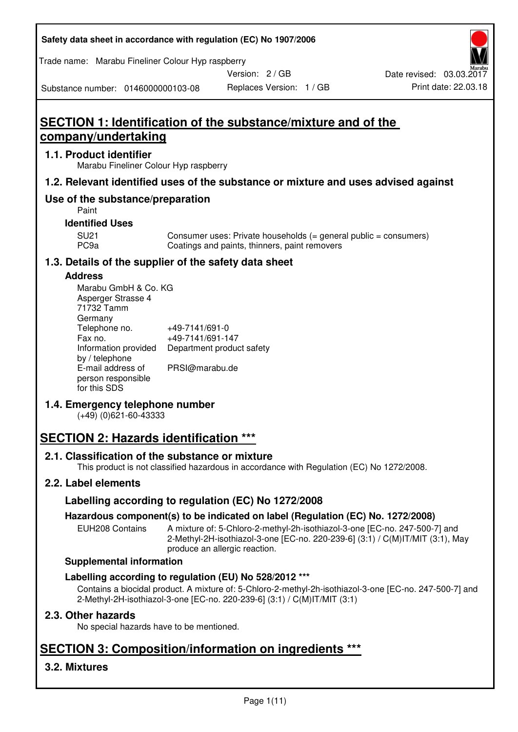# SECTION 1: Identification of the substance/mixture and of the company/undertaking

## 1.1. Product identifier

Marabu Fineliner Colour Hyp raspberry

## 1.2. Relevant identified uses of the substance or mixture and uses advised against

## Use of the substance/preparation

Paint

### Identified Uses

| | |
|---|---|
| SU21 | Consumer uses: Private households (= general public = consumers) |
| PC9a | Coatings and paints, thinners, paint removers |

## 1.3. Details of the supplier of the safety data sheet

### Address

Marabu GmbH & Co. KG
Asperger Strasse 4
71732 Tamm
Germany

| | |
|---|---|
| Telephone no. | +49-7141/691-0 |
| Fax no. | +49-7141/691-147 |
| Information provided by / telephone | Department product safety |
| E-mail address of person responsible for this SDS | PRSI@marabu.de |

## 1.4. Emergency telephone number

(+49) (0)621-60-43333

# SECTION 2: Hazards identification ***

## 2.1. Classification of the substance or mixture

This product is not classified hazardous in accordance with Regulation (EC) No 1272/2008.

## 2.2. Label elements

### Labelling according to regulation (EC) No 1272/2008

### Hazardous component(s) to be indicated on label (Regulation (EC) No. 1272/2008)

| | |
|---|---|
| EUH208 Contains | A mixture of: 5-Chloro-2-methyl-2h-isothiazol-3-one [EC-no. 247-500-7] and 2-Methyl-2H-isothiazol-3-one [EC-no. 220-239-6] (3:1) / C(M)IT/MIT (3:1), May produce an allergic reaction. |

### Supplemental information

### Labelling according to regulation (EU) No 528/2012 ***

Contains a biocidal product. A mixture of: 5-Chloro-2-methyl-2h-isothiazol-3-one [EC-no. 247-500-7] and 2-Methyl-2H-isothiazol-3-one [EC-no. 220-239-6] (3:1) / C(M)IT/MIT (3:1)

## 2.3. Other hazards

No special hazards have to be mentioned.

# SECTION 3: Composition/information on ingredients ***

## 3.2. Mixtures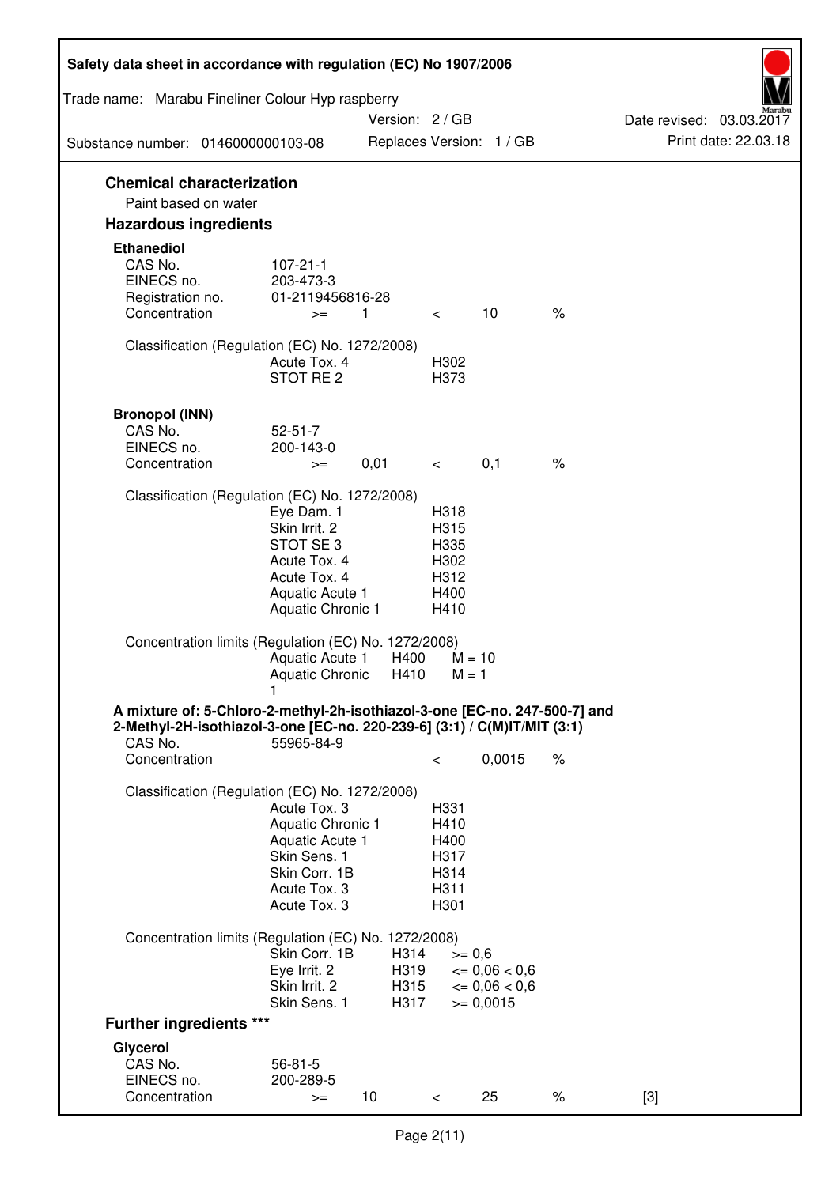## Chemical characterization

Paint based on water

## Hazardous ingredients

### Ethanediol

| | | | | | |
|---|---|---|---|---|---|
| CAS No. | 107-21-1 | | | | |
| EINECS no. | 203-473-3 | | | | |
| Registration no. | 01-2119456816-28 | | | | |
| Concentration | >= | 1 | < | 10 | % |

Classification (Regulation (EC) No. 1272/2008)

| | |
|---|---|
| Acute Tox. 4 | H302 |
| STOT RE 2 | H373 |

### Bronopol (INN)

| | | | | | |
|---|---|---|---|---|---|
| CAS No. | 52-51-7 | | | | |
| EINECS no. | 200-143-0 | | | | |
| Concentration | >= | 0,01 | < | 0,1 | % |

Classification (Regulation (EC) No. 1272/2008)

| | |
|---|---|
| Eye Dam. 1 | H318 |
| Skin Irrit. 2 | H315 |
| STOT SE 3 | H335 |
| Acute Tox. 4 | H302 |
| Acute Tox. 4 | H312 |
| Aquatic Acute 1 | H400 |
| Aquatic Chronic 1 | H410 |

Concentration limits (Regulation (EC) No. 1272/2008)

| | | |
|---|---|---|
| Aquatic Acute 1 | H400 | M = 10 |
| Aquatic Chronic 1 | H410 | M = 1 |

### A mixture of: 5-Chloro-2-methyl-2h-isothiazol-3-one [EC-no. 247-500-7] and 2-Methyl-2H-isothiazol-3-one [EC-no. 220-239-6] (3:1) / C(M)IT/MIT (3:1)

| | | | | |
|---|---|---|---|---|
| CAS No. | 55965-84-9 | | | |
| Concentration | | < | 0,0015 | % |

Classification (Regulation (EC) No. 1272/2008)

| | |
|---|---|
| Acute Tox. 3 | H331 |
| Aquatic Chronic 1 | H410 |
| Aquatic Acute 1 | H400 |
| Skin Sens. 1 | H317 |
| Skin Corr. 1B | H314 |
| Acute Tox. 3 | H311 |
| Acute Tox. 3 | H301 |

Concentration limits (Regulation (EC) No. 1272/2008)

| | | |
|---|---|---|
| Skin Corr. 1B | H314 | >= 0,6 |
| Eye Irrit. 2 | H319 | <= 0,06 < 0,6 |
| Skin Irrit. 2 | H315 | <= 0,06 < 0,6 |
| Skin Sens. 1 | H317 | >= 0,0015 |

## Further ingredients ***

### Glycerol

| | | | | | | |
|---|---|---|---|---|---|---|
| CAS No. | 56-81-5 | | | | | |
| EINECS no. | 200-289-5 | | | | | |
| Concentration | >= | 10 | < | 25 | % | [3] |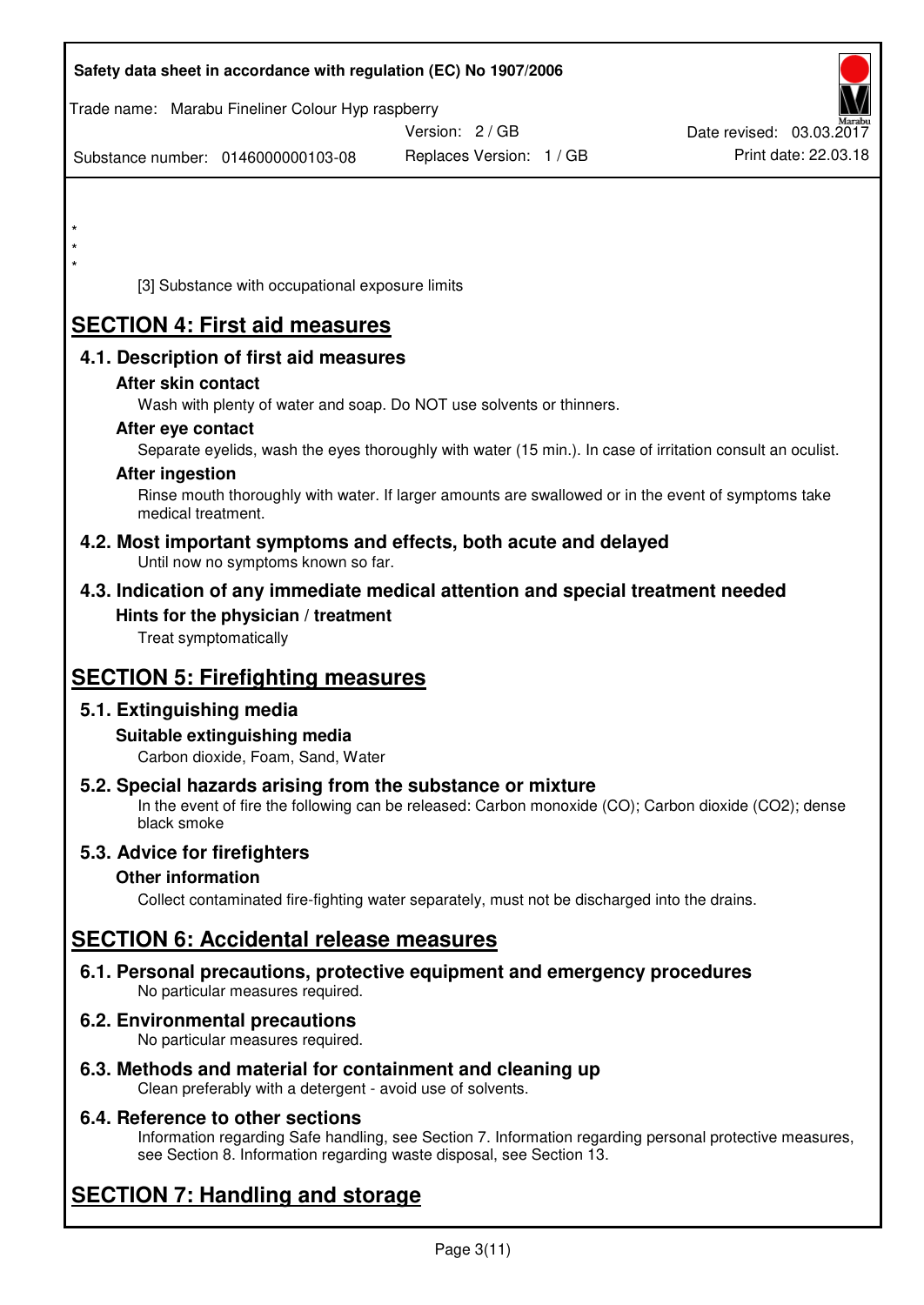*
*
*

[3] Substance with occupational exposure limits

# SECTION 4: First aid measures

## 4.1. Description of first aid measures

### After skin contact

Wash with plenty of water and soap. Do NOT use solvents or thinners.

### After eye contact

Separate eyelids, wash the eyes thoroughly with water (15 min.). In case of irritation consult an oculist.

### After ingestion

Rinse mouth thoroughly with water. If larger amounts are swallowed or in the event of symptoms take medical treatment.

## 4.2. Most important symptoms and effects, both acute and delayed

Until now no symptoms known so far.

## 4.3. Indication of any immediate medical attention and special treatment needed

### Hints for the physician / treatment

Treat symptomatically

# SECTION 5: Firefighting measures

## 5.1. Extinguishing media

### Suitable extinguishing media

Carbon dioxide, Foam, Sand, Water

## 5.2. Special hazards arising from the substance or mixture

In the event of fire the following can be released: Carbon monoxide (CO); Carbon dioxide ($CO_2$); dense black smoke

## 5.3. Advice for firefighters

### Other information

Collect contaminated fire-fighting water separately, must not be discharged into the drains.

# SECTION 6: Accidental release measures

## 6.1. Personal precautions, protective equipment and emergency procedures

No particular measures required.

## 6.2. Environmental precautions

No particular measures required.

## 6.3. Methods and material for containment and cleaning up

Clean preferably with a detergent - avoid use of solvents.

## 6.4. Reference to other sections

Information regarding Safe handling, see Section 7. Information regarding personal protective measures, see Section 8. Information regarding waste disposal, see Section 13.

# SECTION 7: Handling and storage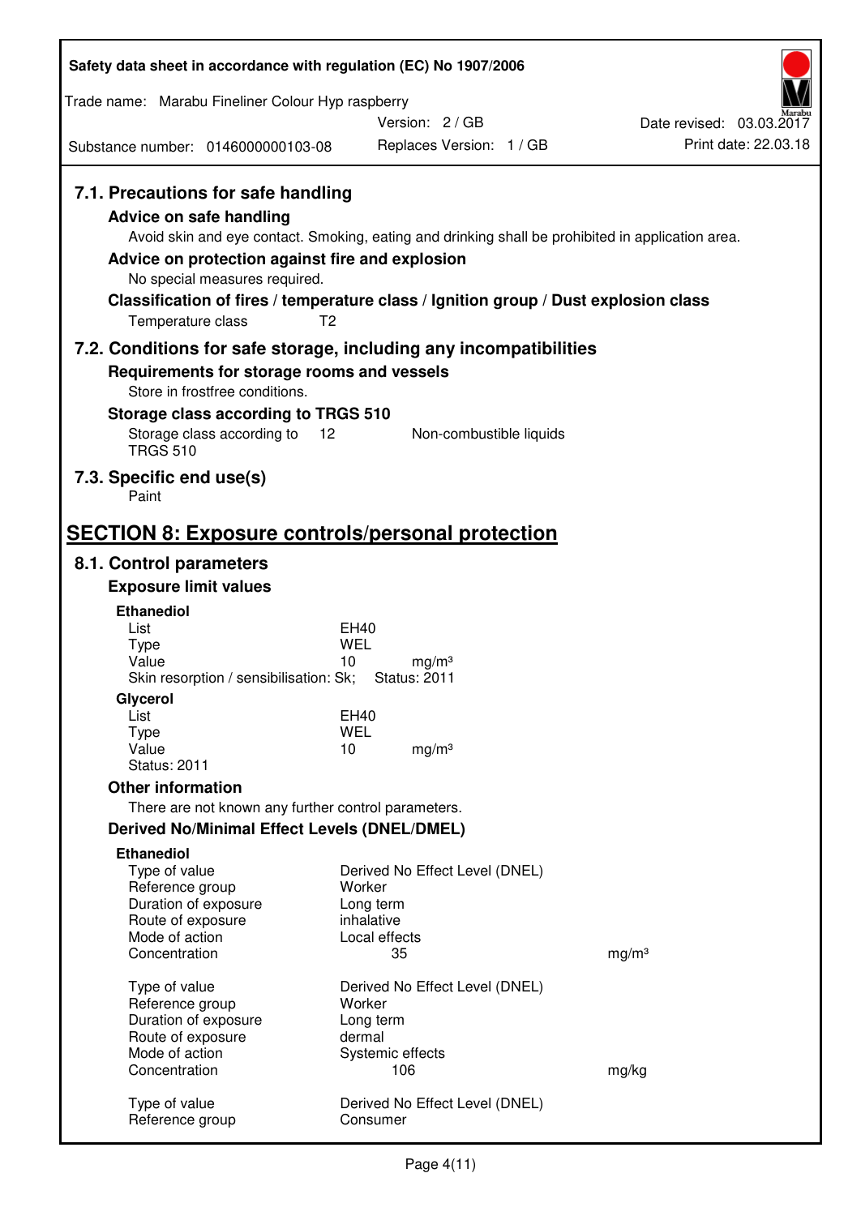### 7.1. Precautions for safe handling

**Advice on safe handling**

Avoid skin and eye contact. Smoking, eating and drinking shall be prohibited in application area.

**Advice on protection against fire and explosion**

No special measures required.

**Classification of fires / temperature class / Ignition group / Dust explosion class**

Temperature class T2

### 7.2. Conditions for safe storage, including any incompatibilities

**Requirements for storage rooms and vessels**

Store in frostfree conditions.

**Storage class according to TRGS 510**

| Storage class according to TRGS 510 | 12 | Non-combustible liquids |
|---|---|---|

### 7.3. Specific end use(s)

Paint

## SECTION 8: Exposure controls/personal protection

### 8.1. Control parameters

**Exposure limit values**

**Ethanediol**

| | | |
|---|---|---|
| List | EH40 | |
| Type | WEL | |
| Value | 10 | mg/m³ |
| Skin resorption / sensibilisation: Sk; | Status: 2011 | |

**Glycerol**

| | | |
|---|---|---|
| List | EH40 | |
| Type | WEL | |
| Value | 10 | mg/m³ |
| Status: 2011 | | |

**Other information**

There are not known any further control parameters.

**Derived No/Minimal Effect Levels (DNEL/DMEL)**

**Ethanediol**

| | | |
|---|---|---|
| Type of value | Derived No Effect Level (DNEL) | |
| Reference group | Worker | |
| Duration of exposure | Long term | |
| Route of exposure | inhalative | |
| Mode of action | Local effects | |
| Concentration | 35 | mg/m³ |

| | | |
|---|---|---|
| Type of value | Derived No Effect Level (DNEL) | |
| Reference group | Worker | |
| Duration of exposure | Long term | |
| Route of exposure | dermal | |
| Mode of action | Systemic effects | |
| Concentration | 106 | mg/kg |

| | |
|---|---|
| Type of value | Derived No Effect Level (DNEL) |
| Reference group | Consumer |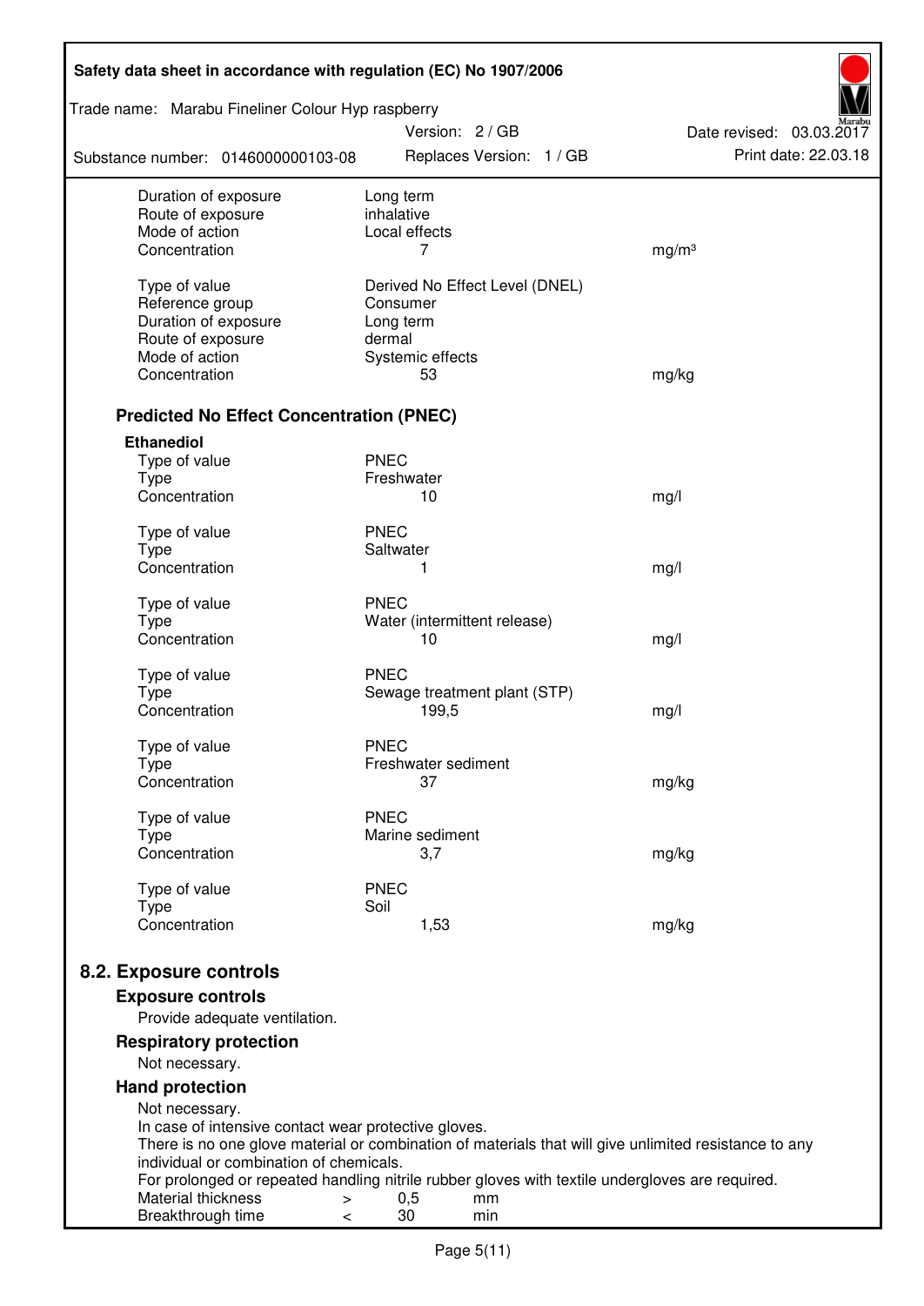| | | |
|---|---|---|
| Duration of exposure | Long term | |
| Route of exposure | inhalative | |
| Mode of action | Local effects | |
| Concentration | 7 | mg/m³ |
| | | |
| Type of value | Derived No Effect Level (DNEL) | |
| Reference group | Consumer | |
| Duration of exposure | Long term | |
| Route of exposure | dermal | |
| Mode of action | Systemic effects | |
| Concentration | 53 | mg/kg |

### Predicted No Effect Concentration (PNEC)

**Ethanediol**

| | | |
|---|---|---|
| Type of value | PNEC | |
| Type | Freshwater | |
| Concentration | 10 | mg/l |
| | | |
| Type of value | PNEC | |
| Type | Saltwater | |
| Concentration | 1 | mg/l |
| | | |
| Type of value | PNEC | |
| Type | Water (intermittent release) | |
| Concentration | 10 | mg/l |
| | | |
| Type of value | PNEC | |
| Type | Sewage treatment plant (STP) | |
| Concentration | 199,5 | mg/l |
| | | |
| Type of value | PNEC | |
| Type | Freshwater sediment | |
| Concentration | 37 | mg/kg |
| | | |
| Type of value | PNEC | |
| Type | Marine sediment | |
| Concentration | 3,7 | mg/kg |
| | | |
| Type of value | PNEC | |
| Type | Soil | |
| Concentration | 1,53 | mg/kg |

## 8.2. Exposure controls

### Exposure controls

Provide adequate ventilation.

### Respiratory protection

Not necessary.

### Hand protection

Not necessary.
In case of intensive contact wear protective gloves.
There is no one glove material or combination of materials that will give unlimited resistance to any individual or combination of chemicals.
For prolonged or repeated handling nitrile rubber gloves with textile undergloves are required.

| | | | |
|---|---|---|---|
| Material thickness | > | 0,5 | mm |
| Breakthrough time | < | 30 | min |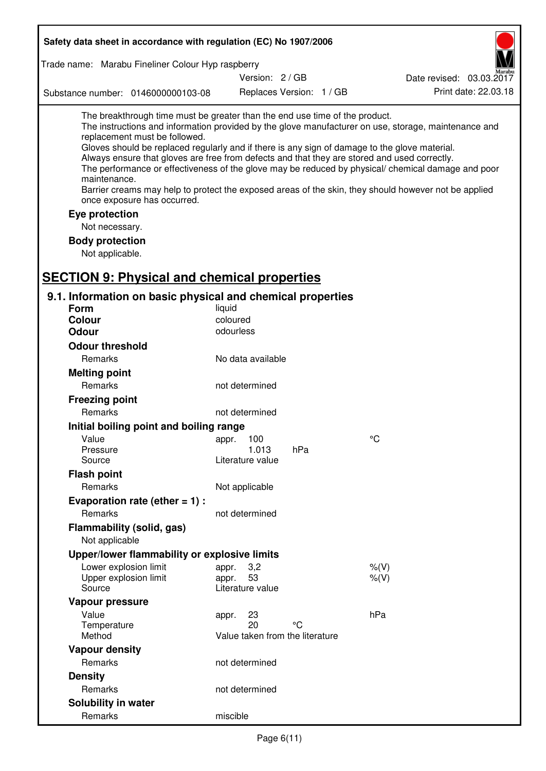The breakthrough time must be greater than the end use time of the product.
The instructions and information provided by the glove manufacturer on use, storage, maintenance and replacement must be followed.
Gloves should be replaced regularly and if there is any sign of damage to the glove material.
Always ensure that gloves are free from defects and that they are stored and used correctly.
The performance or effectiveness of the glove may be reduced by physical/ chemical damage and poor maintenance.
Barrier creams may help to protect the exposed areas of the skin, they should however not be applied once exposure has occurred.

**Eye protection**

Not necessary.

**Body protection**

Not applicable.

## SECTION 9: Physical and chemical properties

### 9.1. Information on basic physical and chemical properties

**Form** liquid

**Colour** coloured

**Odour** odourless

**Odour threshold**

| | | | |
|---|---|---|---|
| Remarks | No data available | | |

**Melting point**

| | | | |
|---|---|---|---|
| Remarks | not determined | | |

**Freezing point**

| | | | |
|---|---|---|---|
| Remarks | not determined | | |

**Initial boiling point and boiling range**

| | | | |
|---|---|---|---|
| Value | appr. 100 | | °C |
| Pressure | 1.013 | hPa | |
| Source | Literature value | | |

**Flash point**

| | | | |
|---|---|---|---|
| Remarks | Not applicable | | |

**Evaporation rate (ether = 1) :**

| | | | |
|---|---|---|---|
| Remarks | not determined | | |

**Flammability (solid, gas)**

Not applicable

**Upper/lower flammability or explosive limits**

| | | | |
|---|---|---|---|
| Lower explosion limit | appr. 3,2 | | %(V) |
| Upper explosion limit | appr. 53 | | %(V) |
| Source | Literature value | | |

**Vapour pressure**

| | | | |
|---|---|---|---|
| Value | appr. 23 | | hPa |
| Temperature | 20 | °C | |
| Method | Value taken from the literature | | |

**Vapour density**

| | | | |
|---|---|---|---|
| Remarks | not determined | | |

**Density**

| | | | |
|---|---|---|---|
| Remarks | not determined | | |

**Solubility in water**

| | | | |
|---|---|---|---|
| Remarks | miscible | | |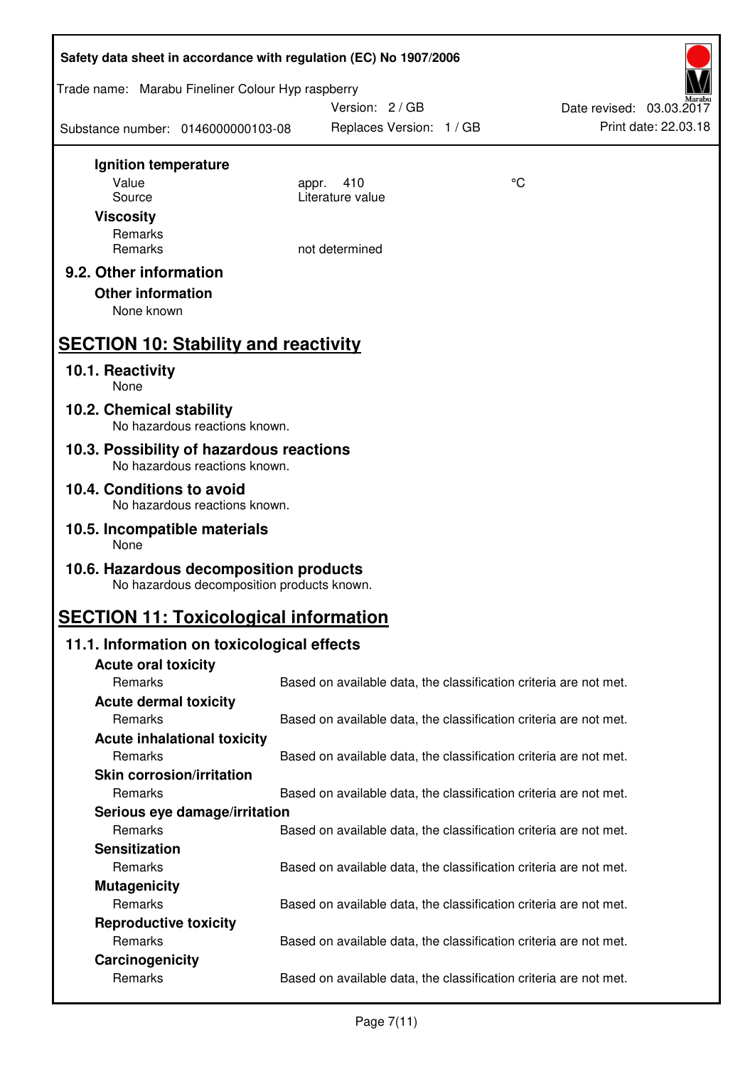**Ignition temperature**

| | | |
|---|---|---|
| Value | appr. 410 | °C |
| Source | Literature value | |

**Viscosity**

Remarks

| | |
|---|---|
| Remarks | not determined |

### 9.2. Other information

**Other information**

None known

## SECTION 10: Stability and reactivity

### 10.1. Reactivity

None

### 10.2. Chemical stability

No hazardous reactions known.

### 10.3. Possibility of hazardous reactions

No hazardous reactions known.

### 10.4. Conditions to avoid

No hazardous reactions known.

### 10.5. Incompatible materials

None

### 10.6. Hazardous decomposition products

No hazardous decomposition products known.

## SECTION 11: Toxicological information

### 11.1. Information on toxicological effects

**Acute oral toxicity**

| | |
|---|---|
| Remarks | Based on available data, the classification criteria are not met. |

**Acute dermal toxicity**

| | |
|---|---|
| Remarks | Based on available data, the classification criteria are not met. |

**Acute inhalational toxicity**

| | |
|---|---|
| Remarks | Based on available data, the classification criteria are not met. |

**Skin corrosion/irritation**

| | |
|---|---|
| Remarks | Based on available data, the classification criteria are not met. |

**Serious eye damage/irritation**

| | |
|---|---|
| Remarks | Based on available data, the classification criteria are not met. |

**Sensitization**

| | |
|---|---|
| Remarks | Based on available data, the classification criteria are not met. |

**Mutagenicity**

| | |
|---|---|
| Remarks | Based on available data, the classification criteria are not met. |

**Reproductive toxicity**

| | |
|---|---|
| Remarks | Based on available data, the classification criteria are not met. |

**Carcinogenicity**

| | |
|---|---|
| Remarks | Based on available data, the classification criteria are not met. |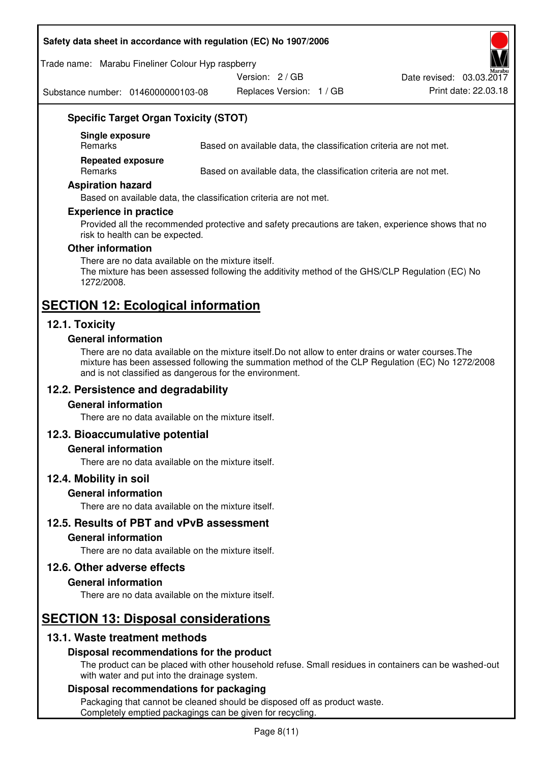### Specific Target Organ Toxicity (STOT)

**Single exposure**

| Remarks | Based on available data, the classification criteria are not met. |
|---|---|

**Repeated exposure**

| Remarks | Based on available data, the classification criteria are not met. |
|---|---|

### Aspiration hazard

Based on available data, the classification criteria are not met.

### Experience in practice

Provided all the recommended protective and safety precautions are taken, experience shows that no risk to health can be expected.

### Other information

There are no data available on the mixture itself.
The mixture has been assessed following the additivity method of the GHS/CLP Regulation (EC) No 1272/2008.

# SECTION 12: Ecological information

## 12.1. Toxicity

### General information

There are no data available on the mixture itself.Do not allow to enter drains or water courses.The mixture has been assessed following the summation method of the CLP Regulation (EC) No 1272/2008 and is not classified as dangerous for the environment.

## 12.2. Persistence and degradability

### General information

There are no data available on the mixture itself.

## 12.3. Bioaccumulative potential

### General information

There are no data available on the mixture itself.

## 12.4. Mobility in soil

### General information

There are no data available on the mixture itself.

## 12.5. Results of PBT and vPvB assessment

### General information

There are no data available on the mixture itself.

## 12.6. Other adverse effects

### General information

There are no data available on the mixture itself.

# SECTION 13: Disposal considerations

## 13.1. Waste treatment methods

### Disposal recommendations for the product

The product can be placed with other household refuse. Small residues in containers can be washed-out with water and put into the drainage system.

### Disposal recommendations for packaging

Packaging that cannot be cleaned should be disposed off as product waste.
Completely emptied packagings can be given for recycling.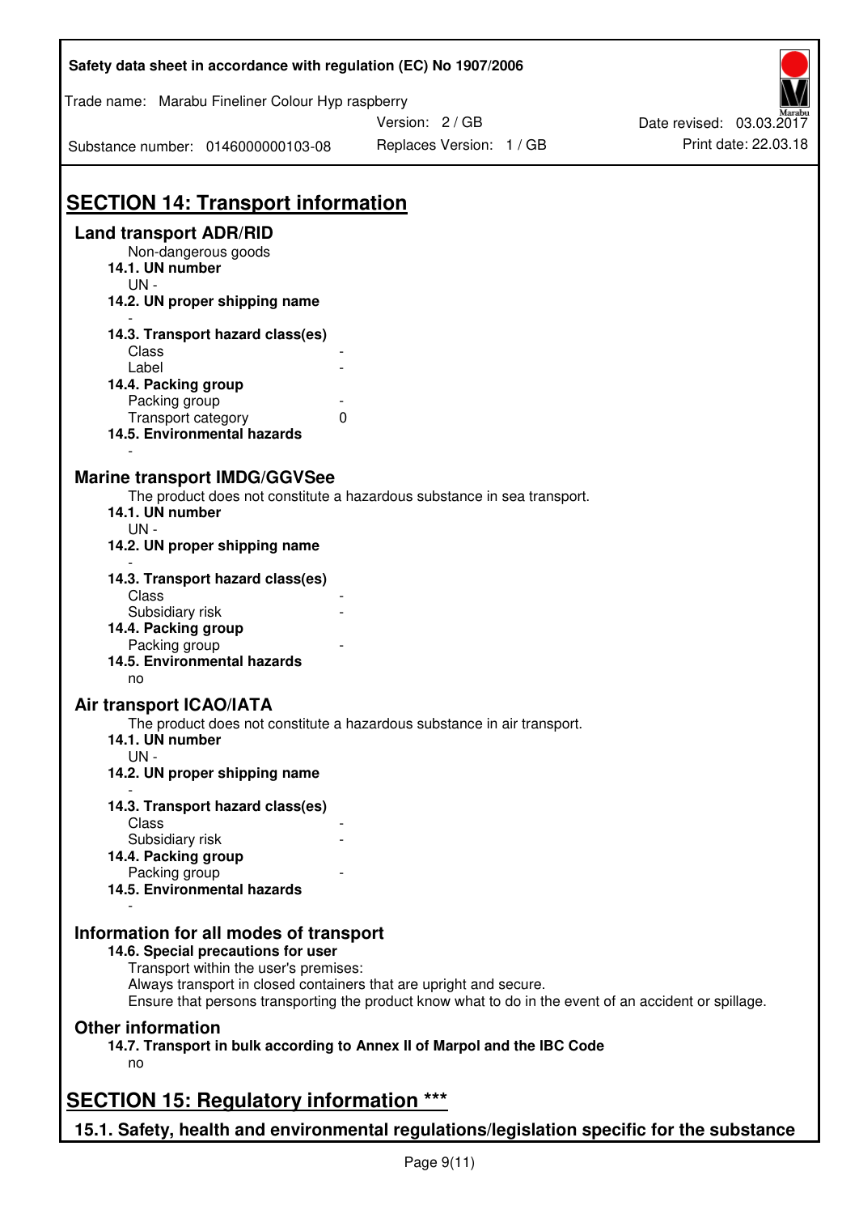## SECTION 14: Transport information

### Land transport ADR/RID

Non-dangerous goods

**14.1. UN number**

UN -

**14.2. UN proper shipping name**

-

**14.3. Transport hazard class(es)**

Class -

Label -

**14.4. Packing group**

Packing group -

Transport category 0

**14.5. Environmental hazards**

-

### Marine transport IMDG/GGVSee

The product does not constitute a hazardous substance in sea transport.

**14.1. UN number**

UN -

**14.2. UN proper shipping name**

-

**14.3. Transport hazard class(es)**

Class -

Subsidiary risk -

**14.4. Packing group**

Packing group -

**14.5. Environmental hazards**

no

### Air transport ICAO/IATA

The product does not constitute a hazardous substance in air transport.

**14.1. UN number**

UN -

**14.2. UN proper shipping name**

-

**14.3. Transport hazard class(es)**

Class -

Subsidiary risk -

**14.4. Packing group**

Packing group -

**14.5. Environmental hazards**

-

### Information for all modes of transport

**14.6. Special precautions for user**

Transport within the user's premises:
Always transport in closed containers that are upright and secure.
Ensure that persons transporting the product know what to do in the event of an accident or spillage.

### Other information

**14.7. Transport in bulk according to Annex II of Marpol and the IBC Code**

no

## SECTION 15: Regulatory information ***

### 15.1. Safety, health and environmental regulations/legislation specific for the substance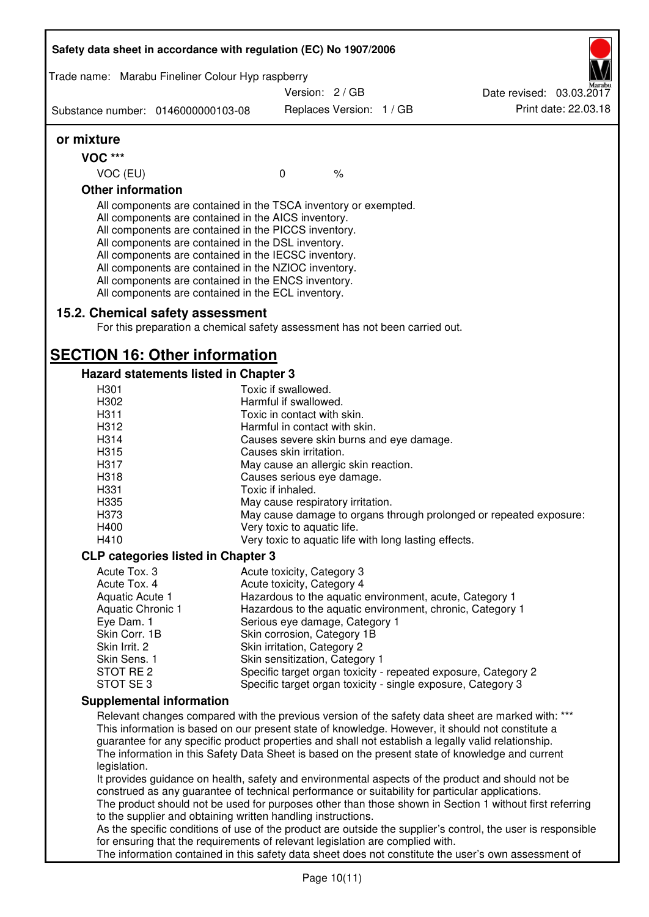**or mixture**

**VOC \*\*\***

| VOC (EU) | 0 | % |
|---|---|---|

**Other information**

All components are contained in the TSCA inventory or exempted.
All components are contained in the AICS inventory.
All components are contained in the PICCS inventory.
All components are contained in the DSL inventory.
All components are contained in the IECSC inventory.
All components are contained in the NZIOC inventory.
All components are contained in the ENCS inventory.
All components are contained in the ECL inventory.

### 15.2. Chemical safety assessment

For this preparation a chemical safety assessment has not been carried out.

## SECTION 16: Other information

### Hazard statements listed in Chapter 3

| | |
|---|---|
| H301 | Toxic if swallowed. |
| H302 | Harmful if swallowed. |
| H311 | Toxic in contact with skin. |
| H312 | Harmful in contact with skin. |
| H314 | Causes severe skin burns and eye damage. |
| H315 | Causes skin irritation. |
| H317 | May cause an allergic skin reaction. |
| H318 | Causes serious eye damage. |
| H331 | Toxic if inhaled. |
| H335 | May cause respiratory irritation. |
| H373 | May cause damage to organs through prolonged or repeated exposure: |
| H400 | Very toxic to aquatic life. |
| H410 | Very toxic to aquatic life with long lasting effects. |

### CLP categories listed in Chapter 3

| | |
|---|---|
| Acute Tox. 3 | Acute toxicity, Category 3 |
| Acute Tox. 4 | Acute toxicity, Category 4 |
| Aquatic Acute 1 | Hazardous to the aquatic environment, acute, Category 1 |
| Aquatic Chronic 1 | Hazardous to the aquatic environment, chronic, Category 1 |
| Eye Dam. 1 | Serious eye damage, Category 1 |
| Skin Corr. 1B | Skin corrosion, Category 1B |
| Skin Irrit. 2 | Skin irritation, Category 2 |
| Skin Sens. 1 | Skin sensitization, Category 1 |
| STOT RE 2 | Specific target organ toxicity - repeated exposure, Category 2 |
| STOT SE 3 | Specific target organ toxicity - single exposure, Category 3 |

### Supplemental information

Relevant changes compared with the previous version of the safety data sheet are marked with: \*\*\*
This information is based on our present state of knowledge. However, it should not constitute a guarantee for any specific product properties and shall not establish a legally valid relationship.
The information in this Safety Data Sheet is based on the present state of knowledge and current legislation.
It provides guidance on health, safety and environmental aspects of the product and should not be construed as any guarantee of technical performance or suitability for particular applications.
The product should not be used for purposes other than those shown in Section 1 without first referring to the supplier and obtaining written handling instructions.
As the specific conditions of use of the product are outside the supplier's control, the user is responsible for ensuring that the requirements of relevant legislation are complied with.
The information contained in this safety data sheet does not constitute the user's own assessment of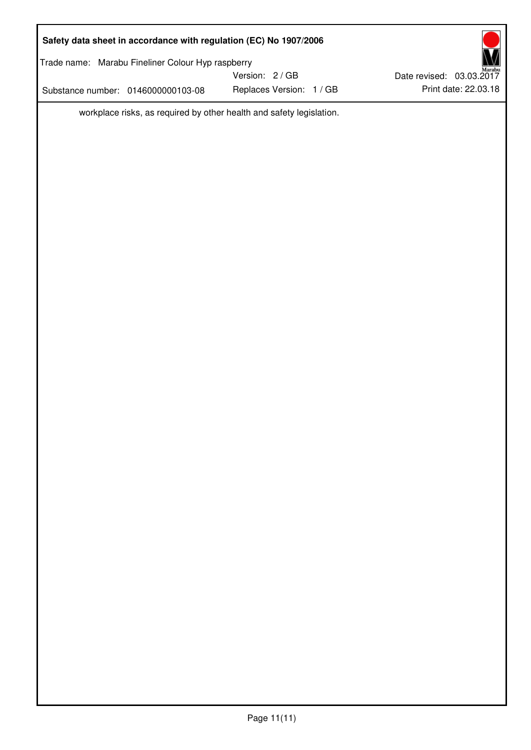workplace risks, as required by other health and safety legislation.